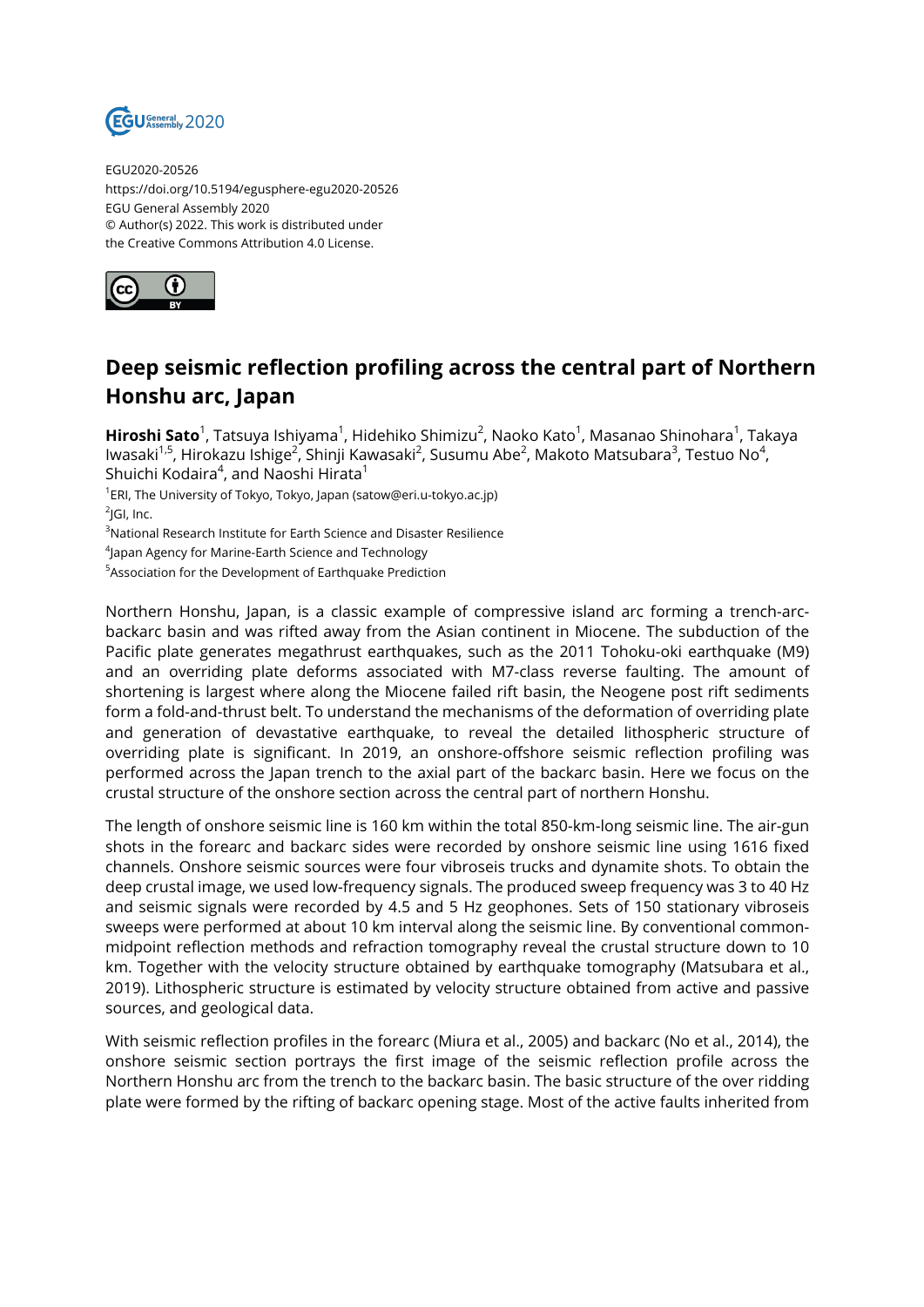EGU2020-20526
https://doi.org/10.5194/egusphere-egu2020-20526
EGU General Assembly 2020
© Author(s) 2022. This work is distributed under
the Creative Commons Attribution 4.0 License.

# Deep seismic reflection profiling across the central part of Northern Honshu arc, Japan

**Hiroshi Sato**[1], Tatsuya Ishiyama[1], Hidehiko Shimizu[2], Naoko Kato[1], Masanao Shinohara[1], Takaya Iwasaki[1,5], Hirokazu Ishige[2], Shinji Kawasaki[2], Susumu Abe[2], Makoto Matsubara[3], Testuo No[4], Shuichi Kodaira[4], and Naoshi Hirata[1]

[1]ERI, The University of Tokyo, Tokyo, Japan (satow@eri.u-tokyo.ac.jp)
[2]JGI, Inc.
[3]National Research Institute for Earth Science and Disaster Resilience
[4]Japan Agency for Marine-Earth Science and Technology
[5]Association for the Development of Earthquake Prediction

Northern Honshu, Japan, is a classic example of compressive island arc forming a trench-arc-backarc basin and was rifted away from the Asian continent in Miocene. The subduction of the Pacific plate generates megathrust earthquakes, such as the 2011 Tohoku-oki earthquake (M9) and an overriding plate deforms associated with M7-class reverse faulting. The amount of shortening is largest where along the Miocene failed rift basin, the Neogene post rift sediments form a fold-and-thrust belt. To understand the mechanisms of the deformation of overriding plate and generation of devastative earthquake, to reveal the detailed lithospheric structure of overriding plate is significant. In 2019, an onshore-offshore seismic reflection profiling was performed across the Japan trench to the axial part of the backarc basin. Here we focus on the crustal structure of the onshore section across the central part of northern Honshu.

The length of onshore seismic line is 160 km within the total 850-km-long seismic line. The air-gun shots in the forearc and backarc sides were recorded by onshore seismic line using 1616 fixed channels. Onshore seismic sources were four vibroseis trucks and dynamite shots. To obtain the deep crustal image, we used low-frequency signals. The produced sweep frequency was 3 to 40 Hz and seismic signals were recorded by 4.5 and 5 Hz geophones. Sets of 150 stationary vibroseis sweeps were performed at about 10 km interval along the seismic line. By conventional common-midpoint reflection methods and refraction tomography reveal the crustal structure down to 10 km. Together with the velocity structure obtained by earthquake tomography (Matsubara et al., 2019). Lithospheric structure is estimated by velocity structure obtained from active and passive sources, and geological data.

With seismic reflection profiles in the forearc (Miura et al., 2005) and backarc (No et al., 2014), the onshore seismic section portrays the first image of the seismic reflection profile across the Northern Honshu arc from the trench to the backarc basin. The basic structure of the over ridding plate were formed by the rifting of backarc opening stage. Most of the active faults inherited from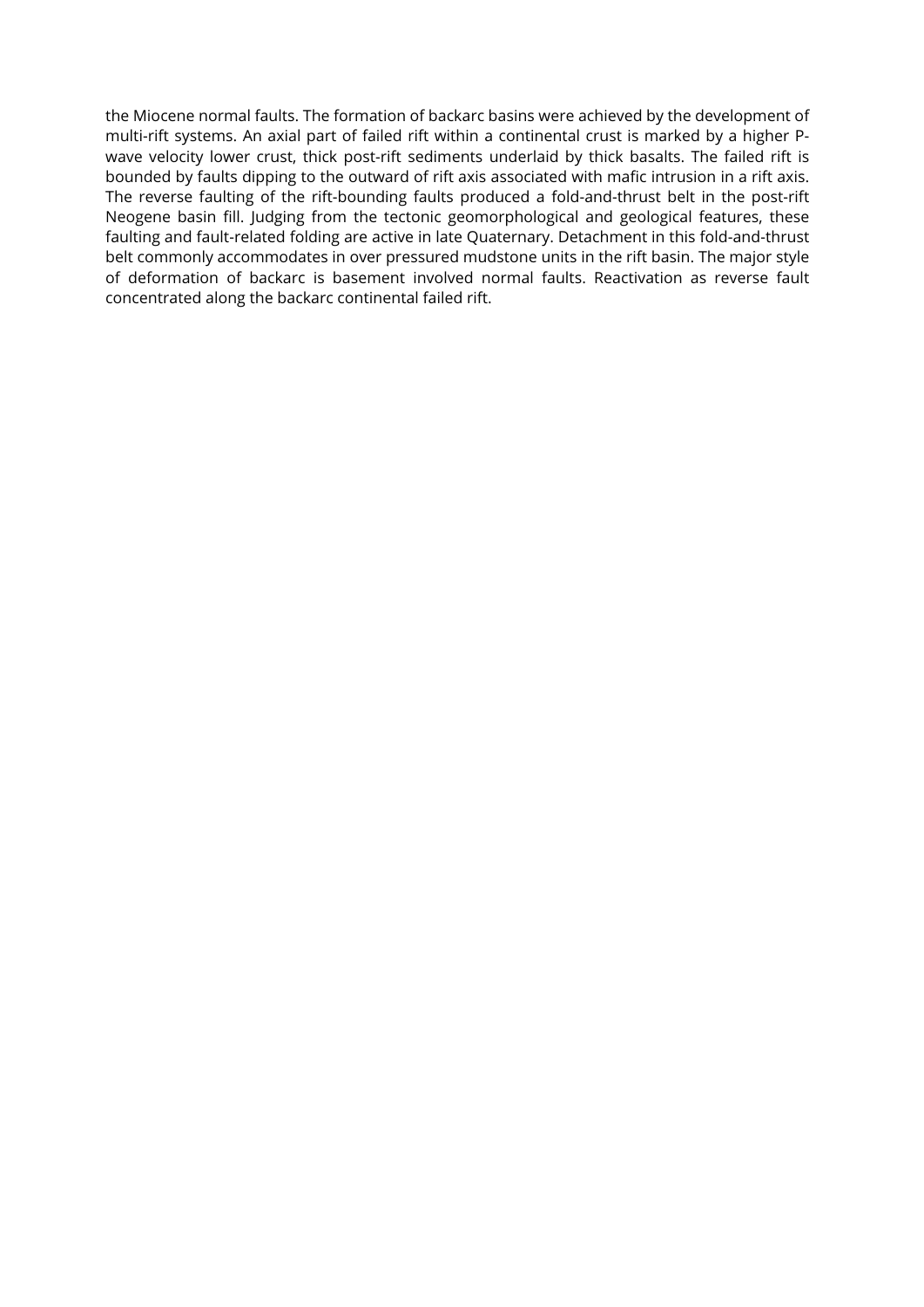the Miocene normal faults. The formation of backarc basins were achieved by the development of multi-rift systems. An axial part of failed rift within a continental crust is marked by a higher P-wave velocity lower crust, thick post-rift sediments underlaid by thick basalts. The failed rift is bounded by faults dipping to the outward of rift axis associated with mafic intrusion in a rift axis. The reverse faulting of the rift-bounding faults produced a fold-and-thrust belt in the post-rift Neogene basin fill. Judging from the tectonic geomorphological and geological features, these faulting and fault-related folding are active in late Quaternary. Detachment in this fold-and-thrust belt commonly accommodates in over pressured mudstone units in the rift basin. The major style of deformation of backarc is basement involved normal faults. Reactivation as reverse fault concentrated along the backarc continental failed rift.